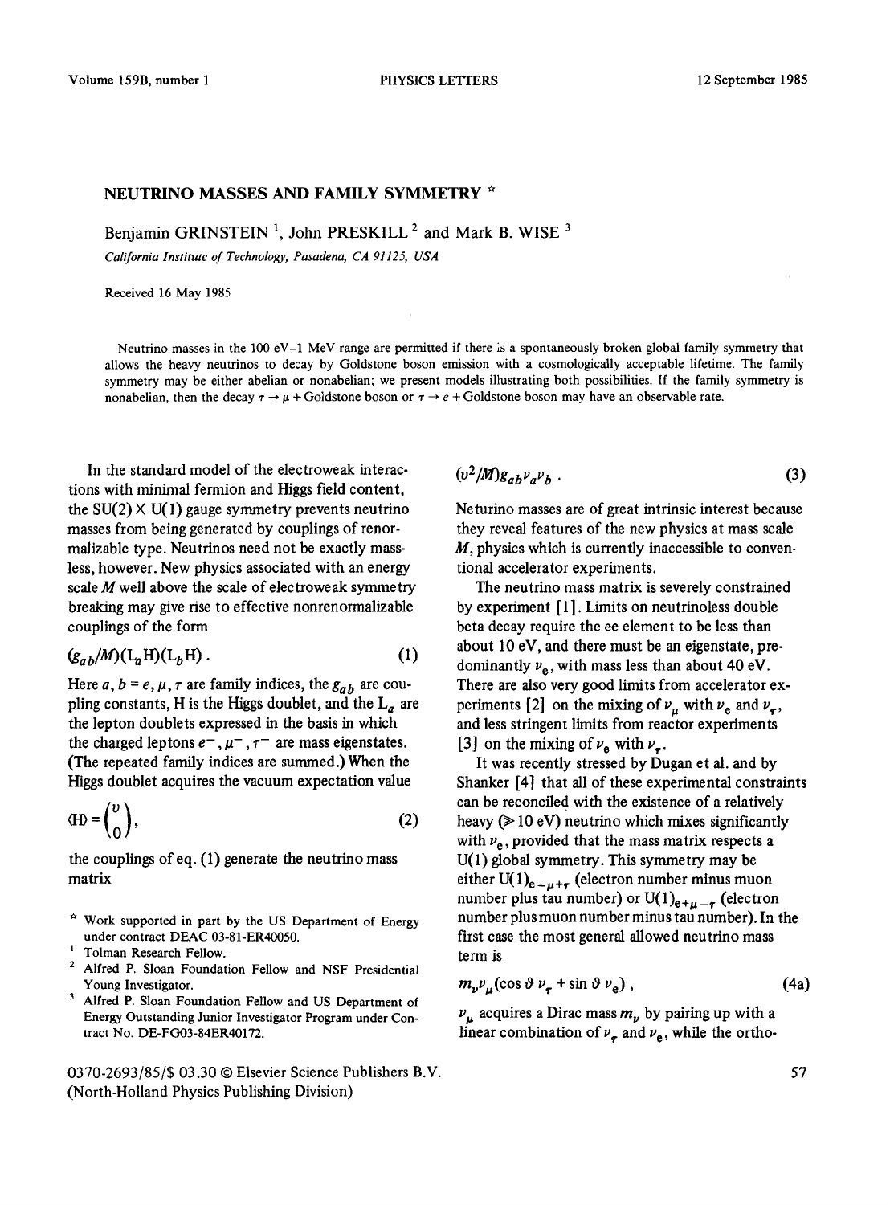# NEUTRINO MASSES AND FAMILY SYMMETRY ☆

Benjamin GRINSTEIN [1], John PRESKILL [2] and Mark B. WISE [3]

*California Institute of Technology, Pasadena, CA 91125, USA*

Received 16 May 1985

Neutrino masses in the 100 eV–1 MeV range are permitted if there is a spontaneously broken global family symmetry that allows the heavy neutrinos to decay by Goldstone boson emission with a cosmologically acceptable lifetime. The family symmetry may be either abelian or nonabelian; we present models illustrating both possibilities. If the family symmetry is nonabelian, then the decay $\tau \to \mu$ + Goldstone boson or $\tau \to e$ + Goldstone boson may have an observable rate.

In the standard model of the electroweak interactions with minimal fermion and Higgs field content, the $SU(2) \times U(1)$ gauge symmetry prevents neutrino masses from being generated by couplings of renormalizable type. Neutrinos need not be exactly massless, however. New physics associated with an energy scale $M$ well above the scale of electroweak symmetry breaking may give rise to effective nonrenormalizable couplings of the form

$$(g_{ab}/M)(L_a H)(L_b H) . \tag{1}$$

Here $a, b = e, \mu, \tau$ are family indices, the $g_{ab}$ are coupling constants, H is the Higgs doublet, and the $L_a$ are the lepton doublets expressed in the basis in which the charged leptons $e^-, \mu^-, \tau^-$ are mass eigenstates. (The repeated family indices are summed.) When the Higgs doublet acquires the vacuum expectation value

$$\langle H \rangle = \begin{pmatrix} v \\ 0 \end{pmatrix}, \tag{2}$$

the couplings of eq. (1) generate the neutrino mass matrix

$$(v^2/M) g_{ab} \nu_a \nu_b . \tag{3}$$

Neturino masses are of great intrinsic interest because they reveal features of the new physics at mass scale $M$, physics which is currently inaccessible to conventional accelerator experiments.

The neutrino mass matrix is severely constrained by experiment [1]. Limits on neutrinoless double beta decay require the ee element to be less than about 10 eV, and there must be an eigenstate, predominantly $\nu_e$, with mass less than about 40 eV. There are also very good limits from accelerator experiments [2] on the mixing of $\nu_\mu$ with $\nu_e$ and $\nu_\tau$, and less stringent limits from reactor experiments [3] on the mixing of $\nu_e$ with $\nu_\tau$.

It was recently stressed by Dugan et al. and by Shanker [4] that all of these experimental constraints can be reconciled with the existence of a relatively heavy ($\gg 10$ eV) neutrino which mixes significantly with $\nu_e$, provided that the mass matrix respects a U(1) global symmetry. This symmetry may be either $U(1)_{e-\mu+\tau}$ (electron number minus muon number plus tau number) or $U(1)_{e+\mu-\tau}$ (electron number plus muon number minus tau number). In the first case the most general allowed neutrino mass term is

$$m_\nu \nu_\mu (\cos\vartheta\, \nu_\tau + \sin\vartheta\, \nu_e) , \tag{4a}$$

$\nu_\mu$ acquires a Dirac mass $m_\nu$ by pairing up with a linear combination of $\nu_\tau$ and $\nu_e$, while the ortho-

---

☆ Work supported in part by the US Department of Energy under contract DEAC 03-81-ER40050.

[1] Tolman Research Fellow.

[2] Alfred P. Sloan Foundation Fellow and NSF Presidential Young Investigator.

[3] Alfred P. Sloan Foundation Fellow and US Department of Energy Outstanding Junior Investigator Program under Contract No. DE-FG03-84ER40172.

0370-2693/85/$ 03.30 © Elsevier Science Publishers B.V. (North-Holland Physics Publishing Division)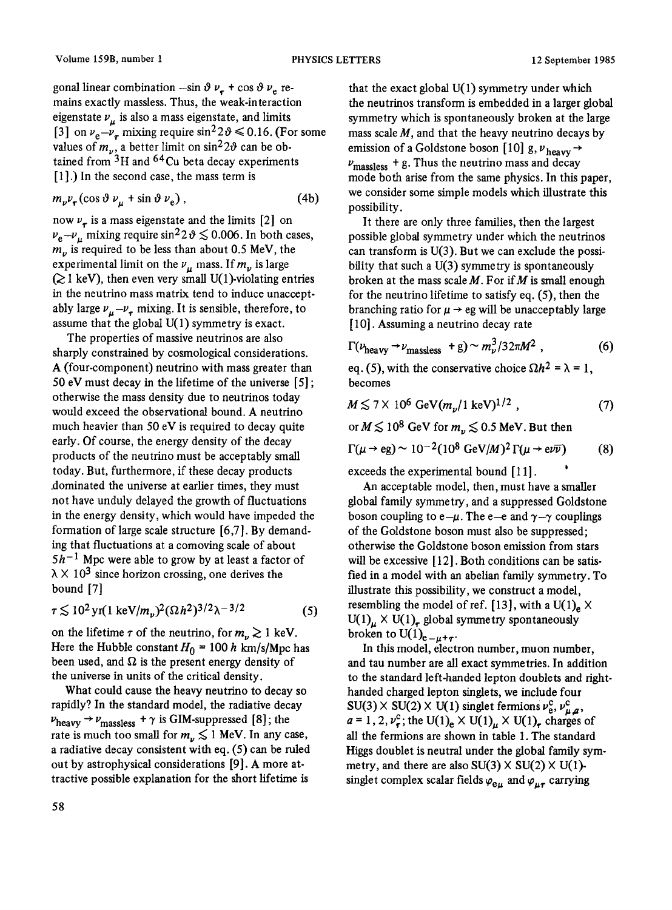gonal linear combination $-\sin\vartheta\,\nu_\tau + \cos\vartheta\,\nu_e$ remains exactly massless. Thus, the weak-interaction eigenstate $\nu_\mu$ is also a mass eigenstate, and limits [3] on $\nu_e$–$\nu_\tau$ mixing require $\sin^2 2\vartheta \leqslant 0.16$. (For some values of $m_\nu$, a better limit on $\sin^2 2\vartheta$ can be obtained from $^3$H and $^{64}$Cu beta decay experiments [1].) In the second case, the mass term is

$$m_\nu \nu_\tau (\cos\vartheta\,\nu_\mu + \sin\vartheta\,\nu_e)\,, \tag{4b}$$

now $\nu_\tau$ is a mass eigenstate and the limits [2] on $\nu_e$–$\nu_\mu$ mixing require $\sin^2 2\vartheta \lesssim 0.006$. In both cases, $m_\nu$ is required to be less than about 0.5 MeV, the experimental limit on the $\nu_\mu$ mass. If $m_\nu$ is large ($\gtrsim 1$ keV), then even very small U(1)-violating entries in the neutrino mass matrix tend to induce unacceptably large $\nu_\mu$–$\nu_\tau$ mixing. It is sensible, therefore, to assume that the global U(1) symmetry is exact.

The properties of massive neutrinos are also sharply constrained by cosmological considerations. A (four-component) neutrino with mass greater than 50 eV must decay in the lifetime of the universe [5]; otherwise the mass density due to neutrinos today would exceed the observational bound. A neutrino much heavier than 50 eV is required to decay quite early. Of course, the energy density of the decay products of the neutrino must be acceptably small today. But, furthermore, if these decay products dominated the universe at earlier times, they must not have unduly delayed the growth of fluctuations in the energy density, which would have impeded the formation of large scale structure [6,7]. By demanding that fluctuations at a comoving scale of about $5h^{-1}$ Mpc were able to grow by at least a factor of $\lambda \times 10^3$ since horizon crossing, one derives the bound [7]

$$\tau \lesssim 10^2\,\mathrm{yr}(1\,\mathrm{keV}/m_\nu)^2(\Omega h^2)^{3/2}\lambda^{-3/2} \tag{5}$$

on the lifetime $\tau$ of the neutrino, for $m_\nu \gtrsim 1$ keV. Here the Hubble constant $H_0 = 100\,h$ km/s/Mpc has been used, and $\Omega$ is the present energy density of the universe in units of the critical density.

What could cause the heavy neutrino to decay so rapidly? In the standard model, the radiative decay $\nu_{\mathrm{heavy}} \to \nu_{\mathrm{massless}} + \gamma$ is GIM-suppressed [8]; the rate is much too small for $m_\nu \lesssim 1$ MeV. In any case, a radiative decay consistent with eq. (5) can be ruled out by astrophysical considerations [9]. A more attractive possible explanation for the short lifetime is that the exact global U(1) symmetry under which the neutrinos transform is embedded in a larger global symmetry which is spontaneously broken at the large mass scale $M$, and that the heavy neutrino decays by emission of a Goldstone boson [10] g, $\nu_{\mathrm{heavy}} \to \nu_{\mathrm{massless}} + \mathrm{g}$. Thus the neutrino mass and decay mode both arise from the same physics. In this paper, we consider some simple models which illustrate this possibility.

It there are only three families, then the largest possible global symmetry under which the neutrinos can transform is U(3). But we can exclude the possibility that such a U(3) symmetry is spontaneously broken at the mass scale $M$. For if $M$ is small enough for the neutrino lifetime to satisfy eq. (5), then the branching ratio for $\mu \to e\mathrm{g}$ will be unacceptably large [10]. Assuming a neutrino decay rate

$$\Gamma(\nu_{\mathrm{heavy}} \to \nu_{\mathrm{massless}} + \mathrm{g}) \sim m_\nu^3/32\pi M^2\,, \tag{6}$$

eq. (5), with the conservative choice $\Omega h^2 = \lambda = 1$, becomes

$$M \lesssim 7 \times 10^6\,\mathrm{GeV}(m_\nu/1\,\mathrm{keV})^{1/2}\,, \tag{7}$$

or $M \lesssim 10^8$ GeV for $m_\nu \lesssim 0.5$ MeV. But then

$$\Gamma(\mu \to e\mathrm{g}) \sim 10^{-2}(10^8\,\mathrm{GeV}/M)^2\,\Gamma(\mu \to e\nu\bar{\nu}) \tag{8}$$

exceeds the experimental bound [11].

An acceptable model, then, must have a smaller global family symmetry, and a suppressed Goldstone boson coupling to e–$\mu$. The e–e and $\gamma$–$\gamma$ couplings of the Goldstone boson must also be suppressed; otherwise the Goldstone boson emission from stars will be excessive [12]. Both conditions can be satisfied in a model with an abelian family symmetry. To illustrate this possibility, we construct a model, resembling the model of ref. [13], with a $\mathrm{U(1)}_e \times \mathrm{U(1)}_\mu \times \mathrm{U(1)}_\tau$ global symmetry spontaneously broken to $\mathrm{U(1)}_{e-\mu+\tau}$.

In this model, electron number, muon number, and tau number are all exact symmetries. In addition to the standard left-handed lepton doublets and right-handed charged lepton singlets, we include four $\mathrm{SU(3)} \times \mathrm{SU(2)} \times \mathrm{U(1)}$ singlet fermions $\nu_e^c$, $\nu_{\mu a}^c$, $a = 1, 2$, $\nu_\tau^c$; the $\mathrm{U(1)}_e \times \mathrm{U(1)}_\mu \times \mathrm{U(1)}_\tau$ charges of all the fermions are shown in table 1. The standard Higgs doublet is neutral under the global family symmetry, and there are also $\mathrm{SU(3)} \times \mathrm{SU(2)} \times \mathrm{U(1)}$-singlet complex scalar fields $\varphi_{e\mu}$ and $\varphi_{\mu\tau}$ carrying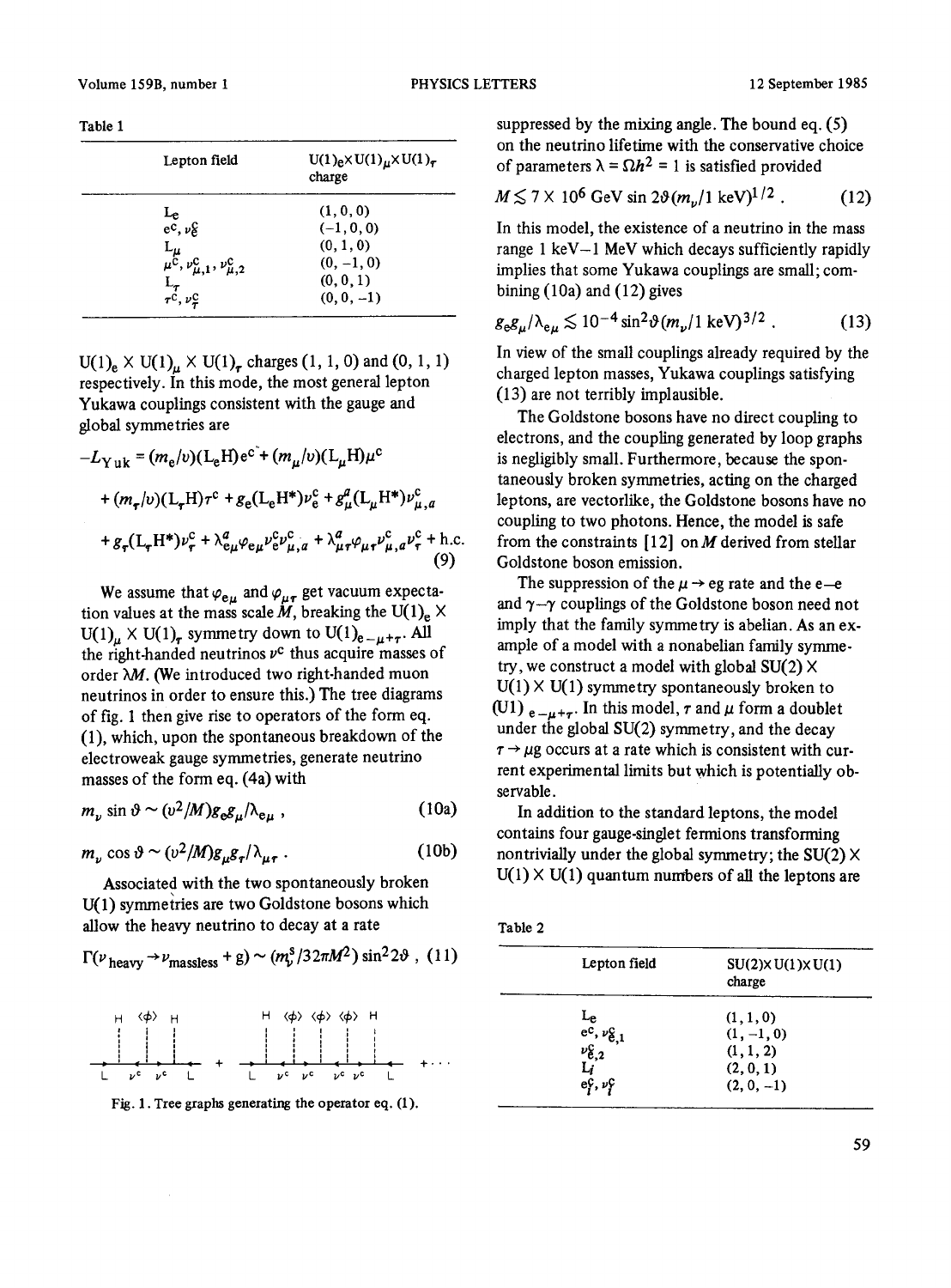Table 1

| Lepton field | $U(1)_e \times U(1)_\mu \times U(1)_\tau$ charge |
| --- | --- |
| $L_e$ | (1, 0, 0) |
| $e^c, \nu_e^c$ | (−1, 0, 0) |
| $L_\mu$ | (0, 1, 0) |
| $\mu^c, \nu_{\mu,1}^c, \nu_{\mu,2}^c$ | (0, −1, 0) |
| $L_\tau$ | (0, 0, 1) |
| $\tau^c, \nu_\tau^c$ | (0, 0, −1) |

$U(1)_e \times U(1)_\mu \times U(1)_\tau$ charges (1, 1, 0) and (0, 1, 1) respectively. In this mode, the most general lepton Yukawa couplings consistent with the gauge and global symmetries are

$$
\begin{aligned}
-\mathcal{L}_{\mathrm{Yuk}} = {} & (m_e/v)(L_e H)e^c + (m_\mu/v)(L_\mu H)\mu^c \\
& + (m_\tau/v)(L_\tau H)\tau^c + g_e(L_e H^*)\nu_e^c + g_\mu^a(L_\mu H^*)\nu_{\mu,a}^c \\
& + g_\tau(L_\tau H^*)\nu_\tau^c + \lambda_{e\mu}^a \varphi_{e\mu}\nu_e^c \nu_{\mu,a}^c + \lambda_{\mu\tau}^a \varphi_{\mu\tau}\nu_{\mu,a}^c \nu_\tau^c + \text{h.c.}
\end{aligned} \tag{9}
$$

We assume that $\varphi_{e\mu}$ and $\varphi_{\mu\tau}$ get vacuum expectation values at the mass scale $M$, breaking the $U(1)_e \times U(1)_\mu \times U(1)_\tau$ symmetry down to $U(1)_{e-\mu+\tau}$. All the right-handed neutrinos $\nu^c$ thus acquire masses of order $\lambda M$. (We introduced two right-handed muon neutrinos in order to ensure this.) The tree diagrams of fig. 1 then give rise to operators of the form eq. (1), which, upon the spontaneous breakdown of the electroweak gauge symmetries, generate neutrino masses of the form eq. (4a) with

$$m_\nu \sin\vartheta \sim (v^2/M) g_e g_\mu / \lambda_{e\mu} \,, \tag{10a}$$

$$m_\nu \cos\vartheta \sim (v^2/M) g_\mu g_\tau / \lambda_{\mu\tau} \,. \tag{10b}$$

Associated with the two spontaneously broken U(1) symmetries are two Goldstone bosons which allow the heavy neutrino to decay at a rate

$$\Gamma(\nu_{\text{heavy}} \to \nu_{\text{massless}} + g) \sim (m_\nu^3/32\pi M^2)\sin^2 2\vartheta \,, \tag{11}$$

Fig. 1. Tree graphs generating the operator eq. (1).

suppressed by the mixing angle. The bound eq. (5) on the neutrino lifetime with the conservative choice of parameters $\lambda = \Omega h^2 = 1$ is satisfied provided

$$M \lesssim 7 \times 10^6 \text{ GeV} \sin 2\vartheta (m_\nu/1 \text{ keV})^{1/2} \,. \tag{12}$$

In this model, the existence of a neutrino in the mass range 1 keV–1 MeV which decays sufficiently rapidly implies that some Yukawa couplings are small; combining (10a) and (12) gives

$$g_e g_\mu / \lambda_{e\mu} \lesssim 10^{-4} \sin^2\vartheta (m_\nu/1 \text{ keV})^{3/2} \,. \tag{13}$$

In view of the small couplings already required by the charged lepton masses, Yukawa couplings satisfying (13) are not terribly implausible.

The Goldstone bosons have no direct coupling to electrons, and the coupling generated by loop graphs is negligibly small. Furthermore, because the spontaneously broken symmetries, acting on the charged leptons, are vectorlike, the Goldstone bosons have no coupling to two photons. Hence, the model is safe from the constraints [12] on $M$ derived from stellar Goldstone boson emission.

The suppression of the $\mu \to eg$ rate and the e–e and $\gamma$–$\gamma$ couplings of the Goldstone boson need not imply that the family symmetry is abelian. As an example of a model with a nonabelian family symmetry, we construct a model with global $SU(2) \times U(1) \times U(1)$ symmetry spontaneously broken to $U(1)_{e-\mu+\tau}$. In this model, $\tau$ and $\mu$ form a doublet under the global SU(2) symmetry, and the decay $\tau \to \mu g$ occurs at a rate which is consistent with current experimental limits but which is potentially observable.

In addition to the standard leptons, the model contains four gauge-singlet fermions transforming nontrivially under the global symmetry; the $SU(2) \times U(1) \times U(1)$ quantum numbers of all the leptons are

Table 2

| Lepton field | $SU(2) \times U(1) \times U(1)$ charge |
| --- | --- |
| $L_e$ | (1, 1, 0) |
| $e^c, \nu_{e,1}^c$ | (1, −1, 0) |
| $\nu_{e,2}^c$ | (1, 1, 2) |
| $L_i$ | (2, 0, 1) |
| $e_i^c, \nu_i^c$ | (2, 0, −1) |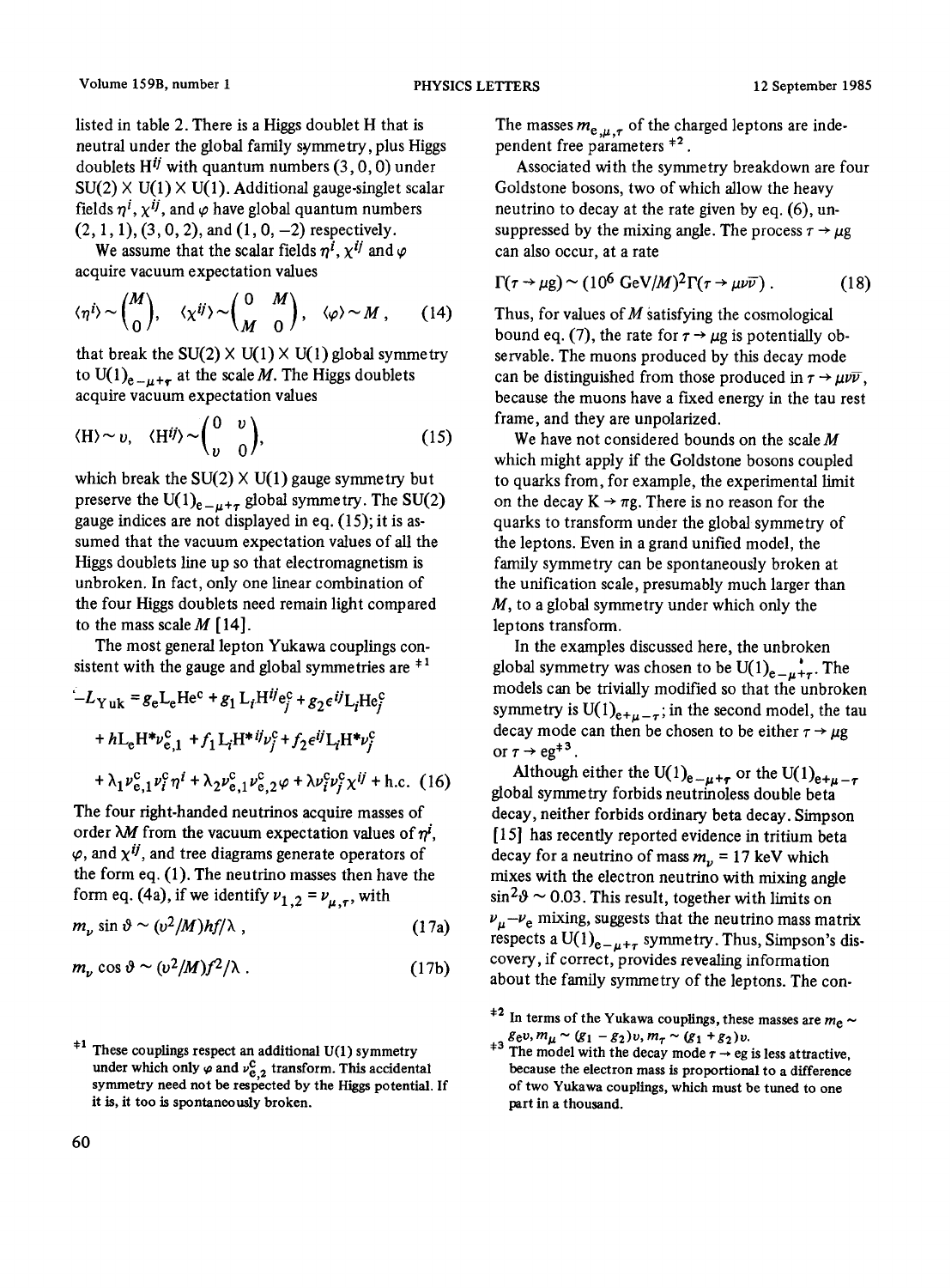listed in table 2. There is a Higgs doublet H that is neutral under the global family symmetry, plus Higgs doublets $H^{ij}$ with quantum numbers (3, 0, 0) under SU(2) × U(1) × U(1). Additional gauge-singlet scalar fields $\eta^i$, $\chi^{ij}$, and $\varphi$ have global quantum numbers (2, 1, 1), (3, 0, 2), and (1, 0, −2) respectively.

We assume that the scalar fields $\eta^i$, $\chi^{ij}$ and $\varphi$ acquire vacuum expectation values

$$\langle\eta^i\rangle \sim \begin{pmatrix} M \\ 0 \end{pmatrix}, \quad \langle\chi^{ij}\rangle \sim \begin{pmatrix} 0 & M \\ M & 0 \end{pmatrix}, \quad \langle\varphi\rangle \sim M, \tag{14}$$

that break the SU(2) × U(1) × U(1) global symmetry to $U(1)_{e-\mu+\tau}$ at the scale $M$. The Higgs doublets acquire vacuum expectation values

$$\langle H\rangle \sim v, \quad \langle H^{ij}\rangle \sim \begin{pmatrix} 0 & v \\ v & 0 \end{pmatrix}, \tag{15}$$

which break the SU(2) × U(1) gauge symmetry but preserve the $U(1)_{e-\mu+\tau}$ global symmetry. The SU(2) gauge indices are not displayed in eq. (15); it is assumed that the vacuum expectation values of all the Higgs doublets line up so that electromagnetism is unbroken. In fact, only one linear combination of the four Higgs doublets need remain light compared to the mass scale $M$ [14].

The most general lepton Yukawa couplings consistent with the gauge and global symmetries are [‡1]

$$\begin{aligned}
-L_{\mathrm{Yuk}} &= g_e L_e H e^c + g_1 L_i H^{ij} e_j^c + g_2 \epsilon^{ij} L_i H e_j^c \\
&+ h L_e H^* \nu_{e,1}^c + f_1 L_i H^{*ij} \nu_j^c + f_2 \epsilon^{ij} L_i H^* \nu_j^c \\
&+ \lambda_1 \nu_{e,1}^c \nu_i^c \eta^i + \lambda_2 \nu_{e,1}^c \nu_{e,2}^c \varphi + \lambda \nu_i^c \nu_j^c \chi^{ij} + \text{h.c.}
\end{aligned} \tag{16}$$

The four right-handed neutrinos acquire masses of order $\lambda M$ from the vacuum expectation values of $\eta^i$, $\varphi$, and $\chi^{ij}$, and tree diagrams generate operators of the form eq. (1). The neutrino masses then have the form eq. (4a), if we identify $\nu_{1,2} = \nu_{\mu,\tau}$, with

$$m_\nu \sin\vartheta \sim (v^2/M) h f/\lambda\,, \tag{17a}$$

$$m_\nu \cos\vartheta \sim (v^2/M) f^2/\lambda\,. \tag{17b}$$

The masses $m_{e,\mu,\tau}$ of the charged leptons are independent free parameters [‡2].

Associated with the symmetry breakdown are four Goldstone bosons, two of which allow the heavy neutrino to decay at the rate given by eq. (6), unsuppressed by the mixing angle. The process $\tau \to \mu g$ can also occur, at a rate

$$\Gamma(\tau \to \mu g) \sim (10^6\ \mathrm{GeV}/M)^2 \Gamma(\tau \to \mu\nu\bar{\nu})\,. \tag{18}$$

Thus, for values of $M$ satisfying the cosmological bound eq. (7), the rate for $\tau \to \mu g$ is potentially observable. The muons produced by this decay mode can be distinguished from those produced in $\tau \to \mu\nu\bar{\nu}$, because the muons have a fixed energy in the tau rest frame, and they are unpolarized.

We have not considered bounds on the scale $M$ which might apply if the Goldstone bosons coupled to quarks from, for example, the experimental limit on the decay $K \to \pi g$. There is no reason for the quarks to transform under the global symmetry of the leptons. Even in a grand unified model, the family symmetry can be spontaneously broken at the unification scale, presumably much larger than $M$, to a global symmetry under which only the leptons transform.

In the examples discussed here, the unbroken global symmetry was chosen to be $U(1)_{e-\mu+\tau}$. The models can be trivially modified so that the unbroken symmetry is $U(1)_{e+\mu-\tau}$; in the second model, the tau decay mode can then be chosen to be either $\tau \to \mu g$ or $\tau \to eg$ [‡3].

Although either the $U(1)_{e-\mu+\tau}$ or the $U(1)_{e+\mu-\tau}$ global symmetry forbids neutrinoless double beta decay, neither forbids ordinary beta decay. Simpson [15] has recently reported evidence in tritium beta decay for a neutrino of mass $m_\nu = 17$ keV which mixes with the electron neutrino with mixing angle $\sin^2\vartheta \sim 0.03$. This result, together with limits on $\nu_\mu$–$\nu_e$ mixing, suggests that the neutrino mass matrix respects a $U(1)_{e-\mu+\tau}$ symmetry. Thus, Simpson's discovery, if correct, provides revealing information about the family symmetry of the leptons. The con-

---

[‡1] These couplings respect an additional U(1) symmetry under which only $\varphi$ and $\nu_{e,2}^c$ transform. This accidental symmetry need not be respected by the Higgs potential. If it is, it too is spontaneously broken.

[‡2] In terms of the Yukawa couplings, these masses are $m_e \sim g_e v$, $m_\mu \sim (g_1 - g_2)v$, $m_\tau \sim (g_1 + g_2)v$.

[‡3] The model with the decay mode $\tau \to eg$ is less attractive, because the electron mass is proportional to a difference of two Yukawa couplings, which must be tuned to one part in a thousand.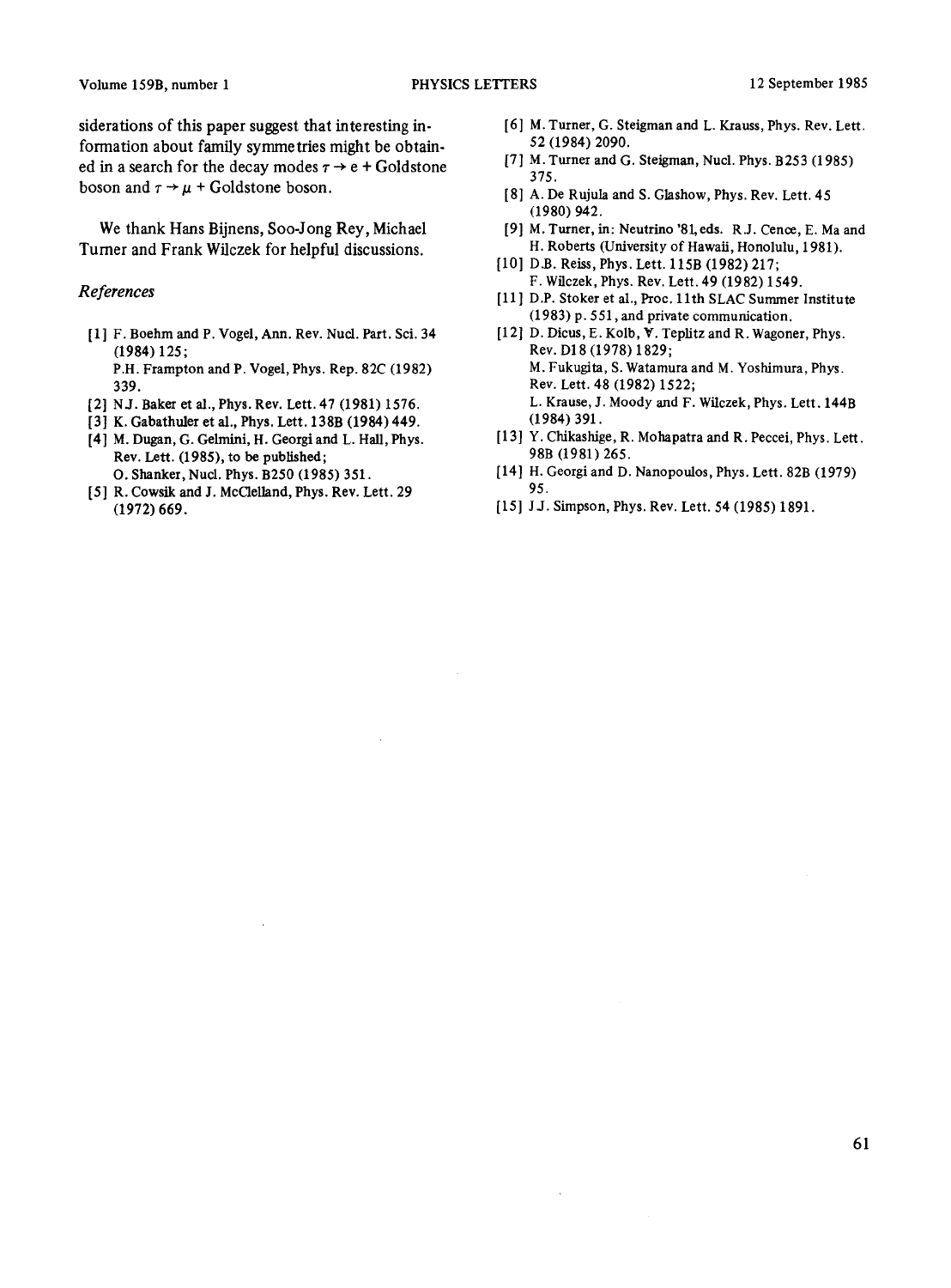siderations of this paper suggest that interesting information about family symmetries might be obtained in a search for the decay modes $\tau \to e$ + Goldstone boson and $\tau \to \mu$ + Goldstone boson.

We thank Hans Bijnens, Soo-Jong Rey, Michael Turner and Frank Wilczek for helpful discussions.

*References*

[1] F. Boehm and P. Vogel, Ann. Rev. Nucl. Part. Sci. 34 (1984) 125;
P.H. Frampton and P. Vogel, Phys. Rep. 82C (1982) 339.

[2] N.J. Baker et al., Phys. Rev. Lett. 47 (1981) 1576.

[3] K. Gabathuler et al., Phys. Lett. 138B (1984) 449.

[4] M. Dugan, G. Gelmini, H. Georgi and L. Hall, Phys. Rev. Lett. (1985), to be published;
O. Shanker, Nucl. Phys. B250 (1985) 351.

[5] R. Cowsik and J. McClelland, Phys. Rev. Lett. 29 (1972) 669.

[6] M. Turner, G. Steigman and L. Krauss, Phys. Rev. Lett. 52 (1984) 2090.

[7] M. Turner and G. Steigman, Nucl. Phys. B253 (1985) 375.

[8] A. De Rujula and S. Glashow, Phys. Rev. Lett. 45 (1980) 942.

[9] M. Turner, in: Neutrino '81, eds. R.J. Cence, E. Ma and H. Roberts (University of Hawaii, Honolulu, 1981).

[10] D.B. Reiss, Phys. Lett. 115B (1982) 217;
F. Wilczek, Phys. Rev. Lett. 49 (1982) 1549.

[11] D.P. Stoker et al., Proc. 11th SLAC Summer Institute (1983) p. 551, and private communication.

[12] D. Dicus, E. Kolb, V. Teplitz and R. Wagoner, Phys. Rev. D18 (1978) 1829;
M. Fukugita, S. Watamura and M. Yoshimura, Phys. Rev. Lett. 48 (1982) 1522;
L. Krause, J. Moody and F. Wilczek, Phys. Lett. 144B (1984) 391.

[13] Y. Chikashige, R. Mohapatra and R. Peccei, Phys. Lett. 98B (1981) 265.

[14] H. Georgi and D. Nanopoulos, Phys. Lett. 82B (1979) 95.

[15] J.J. Simpson, Phys. Rev. Lett. 54 (1985) 1891.